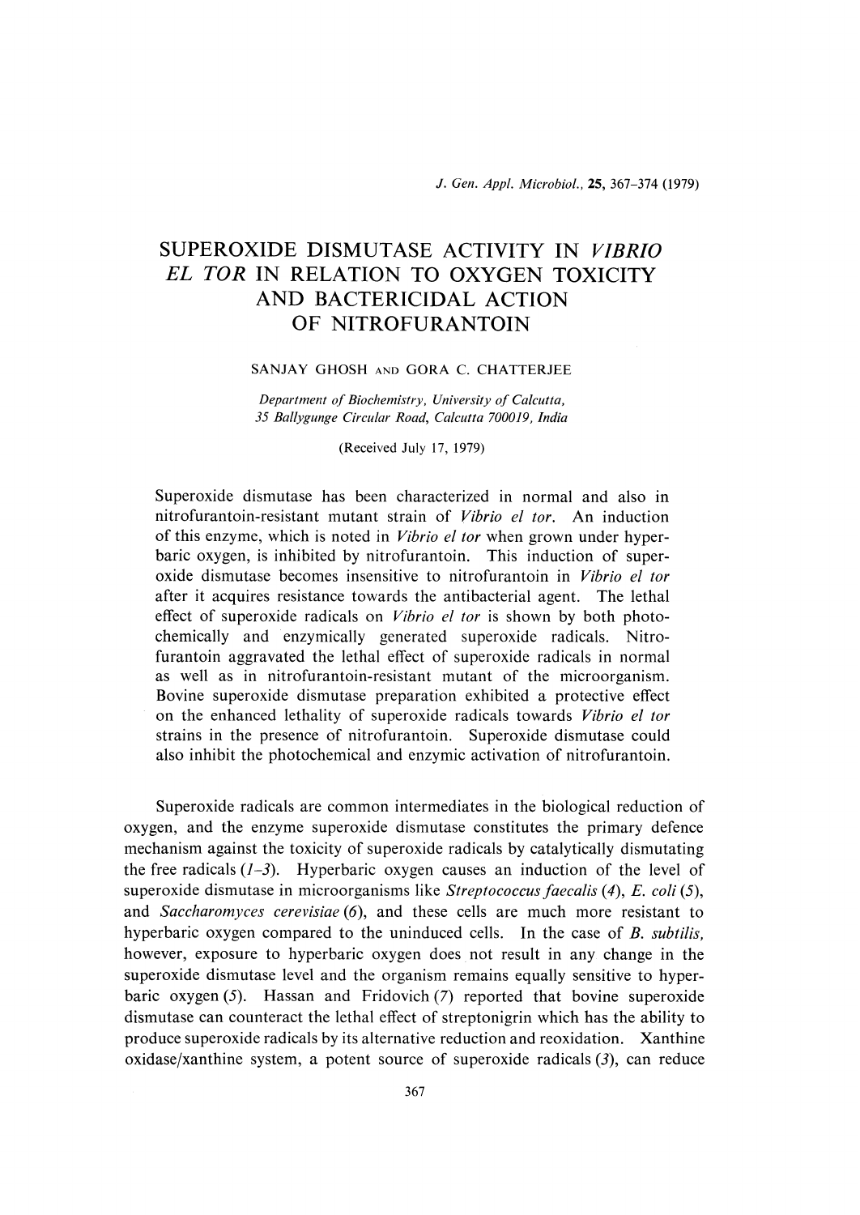# SUPEROXIDE DISMUTASE ACTIVITY IN *VIBRIO EL TOR* IN RELATION TO OXYGEN TOXICITY AND BACTERICIDAL ACTION OF NITROFURANTOIN

SANJAY GHOSH AND GORA C. CHATTERJEE

*Department of Biochemistry, University of Calcutta, 35 Ballygunge Circular Road, Calcutta 700019, India*

(Received July 17, 1979)

Superoxide dismutase has been characterized in normal and also in nitrofurantoin-resistant mutant strain of *Vibrio el tor*. An induction of this enzyme, which is noted in *Vibrio el tor* when grown under hyperbaric oxygen, is inhibited by nitrofurantoin. This induction of superoxide dismutase becomes insensitive to nitrofurantoin in *Vibrio el tor* after it acquires resistance towards the antibacterial agent. The lethal effect of superoxide radicals on *Vibrio el tor* is shown by both photochemically and enzymically generated superoxide radicals. Nitrofurantoin aggravated the lethal effect of superoxide radicals in normal as well as in nitrofurantoin-resistant mutant of the microorganism. Bovine superoxide dismutase preparation exhibited a protective effect on the enhanced lethality of superoxide radicals towards *Vibrio el tor* strains in the presence of nitrofurantoin. Superoxide dismutase could also inhibit the photochemical and enzymic activation of nitrofurantoin.

Superoxide radicals are common intermediates in the biological reduction of oxygen, and the enzyme superoxide dismutase constitutes the primary defence mechanism against the toxicity of superoxide radicals by catalytically dismutating the free radicals (*1–3*). Hyperbaric oxygen causes an induction of the level of superoxide dismutase in microorganisms like *Streptococcus faecalis* (*4*), *E. coli* (*5*), and *Saccharomyces cerevisiae* (*6*), and these cells are much more resistant to hyperbaric oxygen compared to the uninduced cells. In the case of *B. subtilis*, however, exposure to hyperbaric oxygen does not result in any change in the superoxide dismutase level and the organism remains equally sensitive to hyperbaric oxygen (*5*). Hassan and Fridovich (*7*) reported that bovine superoxide dismutase can counteract the lethal effect of streptonigrin which has the ability to produce superoxide radicals by its alternative reduction and reoxidation. Xanthine oxidase/xanthine system, a potent source of superoxide radicals (*3*), can reduce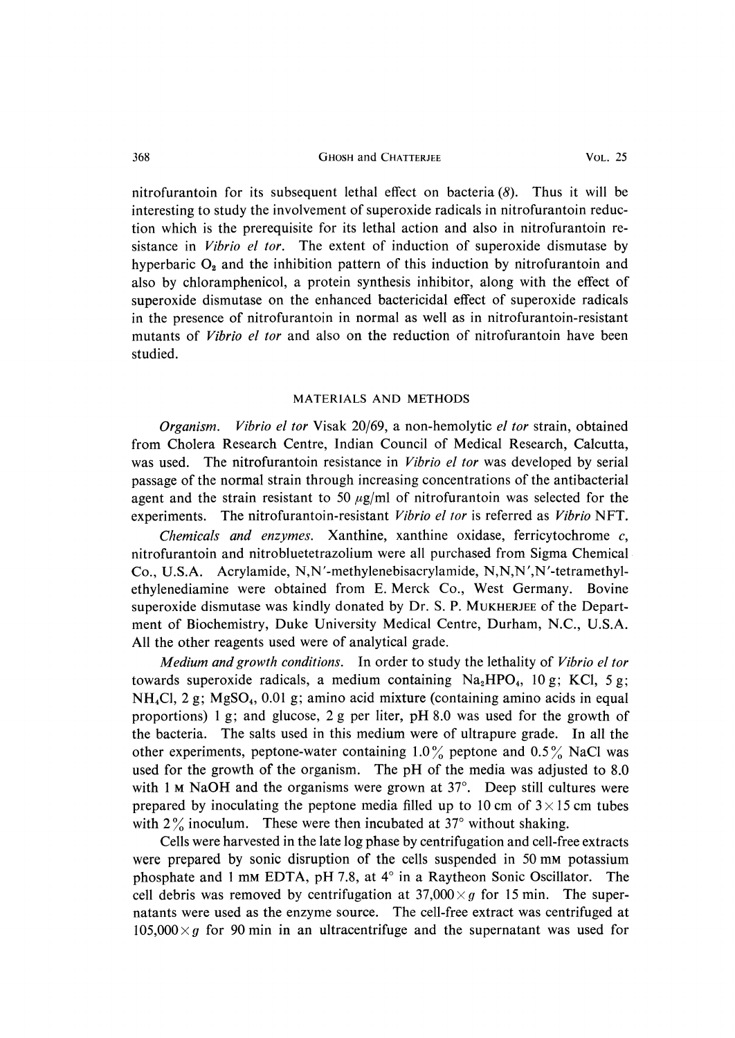nitrofurantoin for its subsequent lethal effect on bacteria (*8*). Thus it will be interesting to study the involvement of superoxide radicals in nitrofurantoin reduction which is the prerequisite for its lethal action and also in nitrofurantoin resistance in *Vibrio el tor*. The extent of induction of superoxide dismutase by hyperbaric $O_2$ and the inhibition pattern of this induction by nitrofurantoin and also by chloramphenicol, a protein synthesis inhibitor, along with the effect of superoxide dismutase on the enhanced bactericidal effect of superoxide radicals in the presence of nitrofurantoin in normal as well as in nitrofurantoin-resistant mutants of *Vibrio el tor* and also on the reduction of nitrofurantoin have been studied.

## MATERIALS AND METHODS

*Organism.* *Vibrio el tor* Visak 20/69, a non-hemolytic *el tor* strain, obtained from Cholera Research Centre, Indian Council of Medical Research, Calcutta, was used. The nitrofurantoin resistance in *Vibrio el tor* was developed by serial passage of the normal strain through increasing concentrations of the antibacterial agent and the strain resistant to 50 $\mu$g/ml of nitrofurantoin was selected for the experiments. The nitrofurantoin-resistant *Vibrio el tor* is referred as *Vibrio* NFT.

*Chemicals and enzymes.* Xanthine, xanthine oxidase, ferricytochrome *c*, nitrofurantoin and nitrobluetetrazolium were all purchased from Sigma Chemical Co., U.S.A. Acrylamide, N,N′-methylenebisacrylamide, N,N,N′,N′-tetramethylethylenediamine were obtained from E. Merck Co., West Germany. Bovine superoxide dismutase was kindly donated by Dr. S. P. Mukherjee of the Department of Biochemistry, Duke University Medical Centre, Durham, N.C., U.S.A. All the other reagents used were of analytical grade.

*Medium and growth conditions.* In order to study the lethality of *Vibrio el tor* towards superoxide radicals, a medium containing $Na_2HPO_4$, 10 g; KCl, 5 g; $NH_4Cl$, 2 g; $MgSO_4$, 0.01 g; amino acid mixture (containing amino acids in equal proportions) 1 g; and glucose, 2 g per liter, pH 8.0 was used for the growth of the bacteria. The salts used in this medium were of ultrapure grade. In all the other experiments, peptone-water containing 1.0% peptone and 0.5% NaCl was used for the growth of the organism. The pH of the media was adjusted to 8.0 with 1 M NaOH and the organisms were grown at 37°. Deep still cultures were prepared by inoculating the peptone media filled up to 10 cm of $3 \times 15$ cm tubes with 2% inoculum. These were then incubated at 37° without shaking.

Cells were harvested in the late log phase by centrifugation and cell-free extracts were prepared by sonic disruption of the cells suspended in 50 mM potassium phosphate and 1 mM EDTA, pH 7.8, at 4° in a Raytheon Sonic Oscillator. The cell debris was removed by centrifugation at $37{,}000 \times g$ for 15 min. The supernatants were used as the enzyme source. The cell-free extract was centrifuged at $105{,}000 \times g$ for 90 min in an ultracentrifuge and the supernatant was used for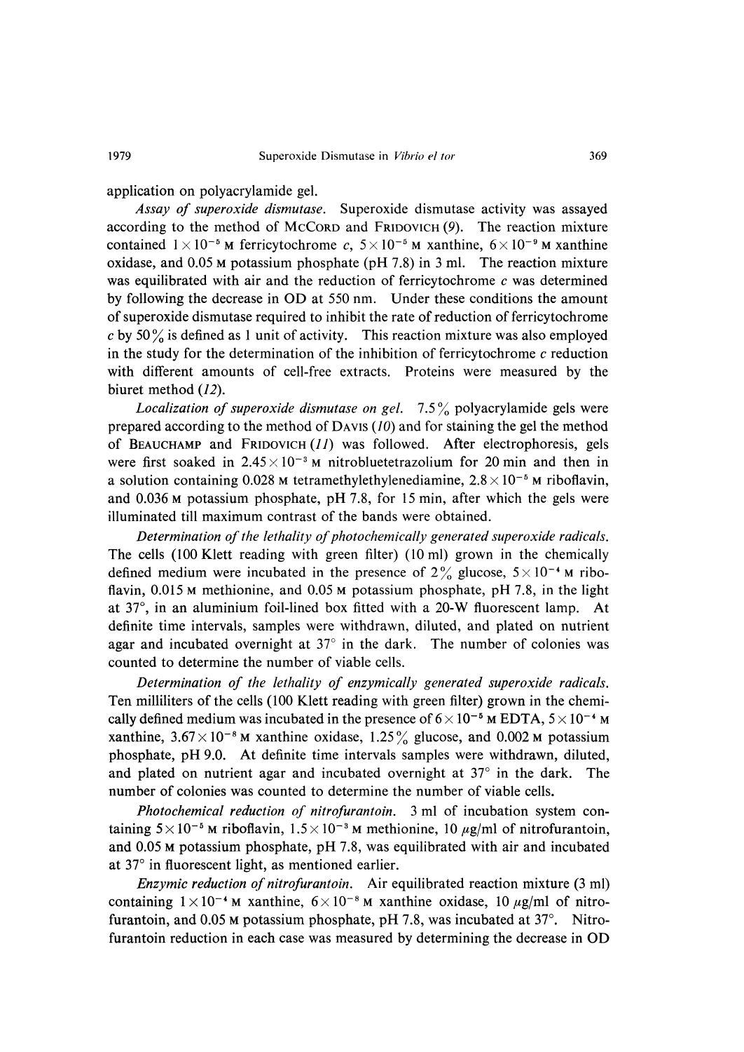application on polyacrylamide gel.

*Assay of superoxide dismutase.* Superoxide dismutase activity was assayed according to the method of McCord and Fridovich (9). The reaction mixture contained $1 \times 10^{-5}$ M ferricytochrome *c*, $5 \times 10^{-5}$ M xanthine, $6 \times 10^{-9}$ M xanthine oxidase, and 0.05 M potassium phosphate (pH 7.8) in 3 ml. The reaction mixture was equilibrated with air and the reduction of ferricytochrome *c* was determined by following the decrease in OD at 550 nm. Under these conditions the amount of superoxide dismutase required to inhibit the rate of reduction of ferricytochrome *c* by 50% is defined as 1 unit of activity. This reaction mixture was also employed in the study for the determination of the inhibition of ferricytochrome *c* reduction with different amounts of cell-free extracts. Proteins were measured by the biuret method (12).

*Localization of superoxide dismutase on gel.* 7.5% polyacrylamide gels were prepared according to the method of Davis (10) and for staining the gel the method of Beauchamp and Fridovich (11) was followed. After electrophoresis, gels were first soaked in $2.45 \times 10^{-3}$ M nitrobluetetrazolium for 20 min and then in a solution containing 0.028 M tetramethylethylenediamine, $2.8 \times 10^{-5}$ M riboflavin, and 0.036 M potassium phosphate, pH 7.8, for 15 min, after which the gels were illuminated till maximum contrast of the bands were obtained.

*Determination of the lethality of photochemically generated superoxide radicals.* The cells (100 Klett reading with green filter) (10 ml) grown in the chemically defined medium were incubated in the presence of 2% glucose, $5 \times 10^{-4}$ M riboflavin, 0.015 M methionine, and 0.05 M potassium phosphate, pH 7.8, in the light at 37°, in an aluminium foil-lined box fitted with a 20-W fluorescent lamp. At definite time intervals, samples were withdrawn, diluted, and plated on nutrient agar and incubated overnight at 37° in the dark. The number of colonies was counted to determine the number of viable cells.

*Determination of the lethality of enzymically generated superoxide radicals.* Ten milliliters of the cells (100 Klett reading with green filter) grown in the chemically defined medium was incubated in the presence of $6 \times 10^{-5}$ M EDTA, $5 \times 10^{-4}$ M xanthine, $3.67 \times 10^{-8}$ M xanthine oxidase, 1.25% glucose, and 0.002 M potassium phosphate, pH 9.0. At definite time intervals samples were withdrawn, diluted, and plated on nutrient agar and incubated overnight at 37° in the dark. The number of colonies was counted to determine the number of viable cells.

*Photochemical reduction of nitrofurantoin.* 3 ml of incubation system containing $5 \times 10^{-5}$ M riboflavin, $1.5 \times 10^{-3}$ M methionine, 10 $\mu$g/ml of nitrofurantoin, and 0.05 M potassium phosphate, pH 7.8, was equilibrated with air and incubated at 37° in fluorescent light, as mentioned earlier.

*Enzymic reduction of nitrofurantoin.* Air equilibrated reaction mixture (3 ml) containing $1 \times 10^{-4}$ M xanthine, $6 \times 10^{-8}$ M xanthine oxidase, 10 $\mu$g/ml of nitrofurantoin, and 0.05 M potassium phosphate, pH 7.8, was incubated at 37°. Nitrofurantoin reduction in each case was measured by determining the decrease in OD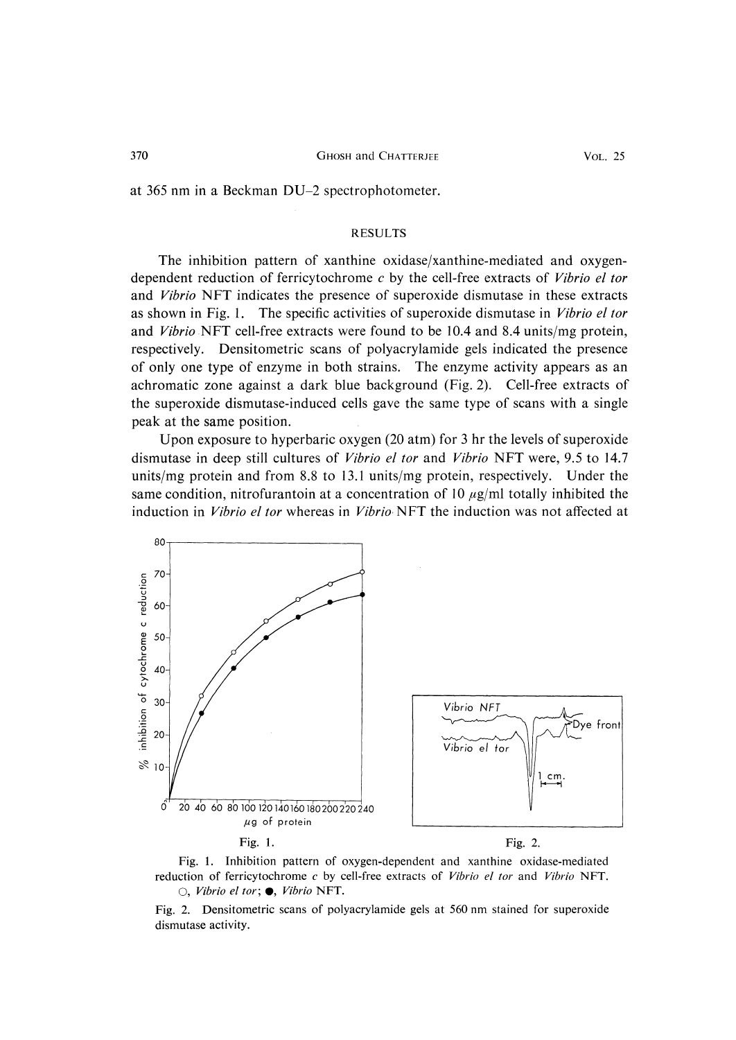at 365 nm in a Beckman DU-2 spectrophotometer.

## RESULTS

The inhibition pattern of xanthine oxidase/xanthine-mediated and oxygen-dependent reduction of ferricytochrome *c* by the cell-free extracts of *Vibrio el tor* and *Vibrio* NFT indicates the presence of superoxide dismutase in these extracts as shown in Fig. 1. The specific activities of superoxide dismutase in *Vibrio el tor* and *Vibrio* NFT cell-free extracts were found to be 10.4 and 8.4 units/mg protein, respectively. Densitometric scans of polyacrylamide gels indicated the presence of only one type of enzyme in both strains. The enzyme activity appears as an achromatic zone against a dark blue background (Fig. 2). Cell-free extracts of the superoxide dismutase-induced cells gave the same type of scans with a single peak at the same position.

Upon exposure to hyperbaric oxygen (20 atm) for 3 hr the levels of superoxide dismutase in deep still cultures of *Vibrio el tor* and *Vibrio* NFT were, 9.5 to 14.7 units/mg protein and from 8.8 to 13.1 units/mg protein, respectively. Under the same condition, nitrofurantoin at a concentration of 10 $\mu$g/ml totally inhibited the induction in *Vibrio el tor* whereas in *Vibrio* NFT the induction was not affected at

Fig. 1. Inhibition pattern of oxygen-dependent and xanthine oxidase-mediated reduction of ferricytochrome *c* by cell-free extracts of *Vibrio el tor* and *Vibrio* NFT. ○, *Vibrio el tor*; ●, *Vibrio* NFT.

Fig. 2. Densitometric scans of polyacrylamide gels at 560 nm stained for superoxide dismutase activity.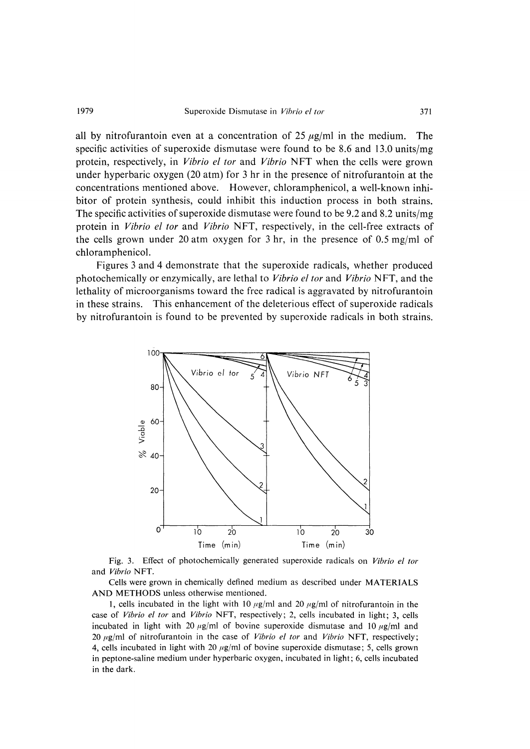all by nitrofurantoin even at a concentration of 25 $\mu$g/ml in the medium. The specific activities of superoxide dismutase were found to be 8.6 and 13.0 units/mg protein, respectively, in *Vibrio el tor* and *Vibrio* NFT when the cells were grown under hyperbaric oxygen (20 atm) for 3 hr in the presence of nitrofurantoin at the concentrations mentioned above. However, chloramphenicol, a well-known inhibitor of protein synthesis, could inhibit this induction process in both strains. The specific activities of superoxide dismutase were found to be 9.2 and 8.2 units/mg protein in *Vibrio el tor* and *Vibrio* NFT, respectively, in the cell-free extracts of the cells grown under 20 atm oxygen for 3 hr, in the presence of 0.5 mg/ml of chloramphenicol.

Figures 3 and 4 demonstrate that the superoxide radicals, whether produced photochemically or enzymically, are lethal to *Vibrio el tor* and *Vibrio* NFT, and the lethality of microorganisms toward the free radical is aggravated by nitrofurantoin in these strains. This enhancement of the deleterious effect of superoxide radicals by nitrofurantoin is found to be prevented by superoxide radicals in both strains.

Fig. 3. Effect of photochemically generated superoxide radicals on *Vibrio el tor* and *Vibrio* NFT.

Cells were grown in chemically defined medium as described under MATERIALS AND METHODS unless otherwise mentioned.

1, cells incubated in the light with 10 $\mu$g/ml and 20 $\mu$g/ml of nitrofurantoin in the case of *Vibrio el tor* and *Vibrio* NFT, respectively; 2, cells incubated in light; 3, cells incubated in light with 20 $\mu$g/ml of bovine superoxide dismutase and 10 $\mu$g/ml and 20 $\mu$g/ml of nitrofurantoin in the case of *Vibrio el tor* and *Vibrio* NFT, respectively; 4, cells incubated in light with 20 $\mu$g/ml of bovine superoxide dismutase; 5, cells grown in peptone-saline medium under hyperbaric oxygen, incubated in light; 6, cells incubated in the dark.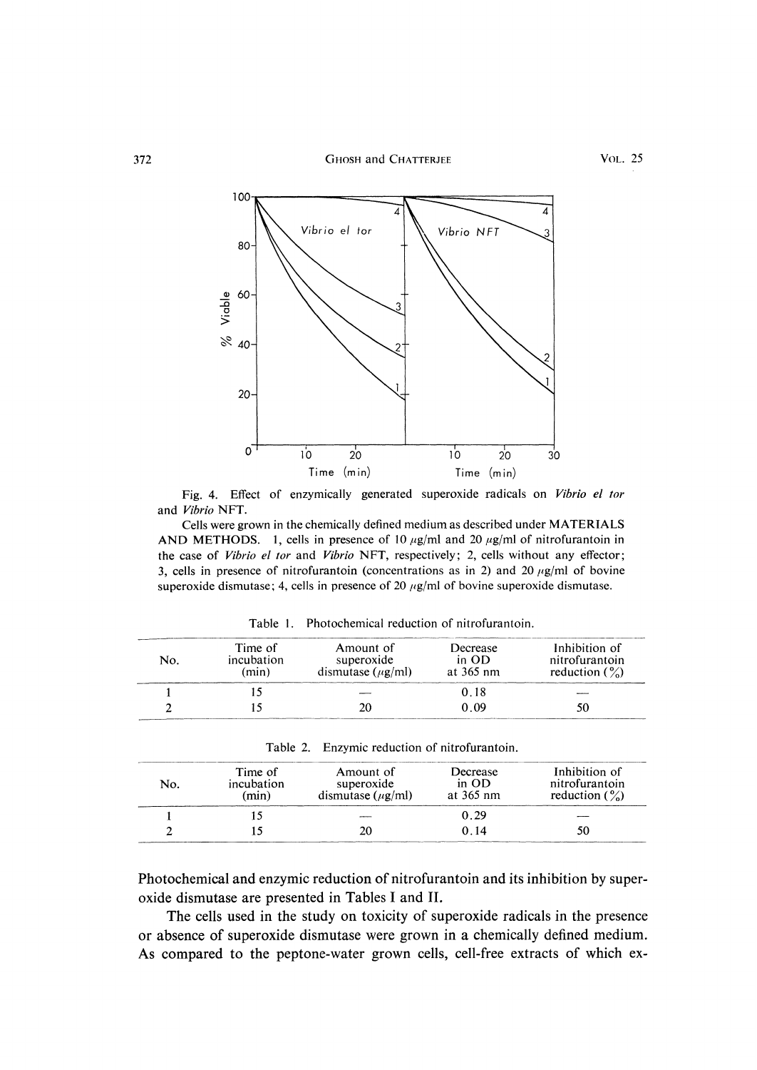Fig. 4. Effect of enzymically generated superoxide radicals on *Vibrio el tor* and *Vibrio* NFT.

Cells were grown in the chemically defined medium as described under MATERIALS AND METHODS. 1, cells in presence of 10 μg/ml and 20 μg/ml of nitrofurantoin in the case of *Vibrio el tor* and *Vibrio* NFT, respectively; 2, cells without any effector; 3, cells in presence of nitrofurantoin (concentrations as in 2) and 20 μg/ml of bovine superoxide dismutase; 4, cells in presence of 20 μg/ml of bovine superoxide dismutase.

Table 1. Photochemical reduction of nitrofurantoin.

| No. | Time of incubation (min) | Amount of superoxide dismutase (μg/ml) | Decrease in OD at 365 nm | Inhibition of nitrofurantoin reduction (%) |
|---|---|---|---|---|
| 1 | 15 | — | 0.18 | — |
| 2 | 15 | 20 | 0.09 | 50 |

Table 2. Enzymic reduction of nitrofurantoin.

| No. | Time of incubation (min) | Amount of superoxide dismutase (μg/ml) | Decrease in OD at 365 nm | Inhibition of nitrofurantoin reduction (%) |
|---|---|---|---|---|
| 1 | 15 | — | 0.29 | — |
| 2 | 15 | 20 | 0.14 | 50 |

Photochemical and enzymic reduction of nitrofurantoin and its inhibition by superoxide dismutase are presented in Tables I and II.

The cells used in the study on toxicity of superoxide radicals in the presence or absence of superoxide dismutase were grown in a chemically defined medium. As compared to the peptone-water grown cells, cell-free extracts of which ex-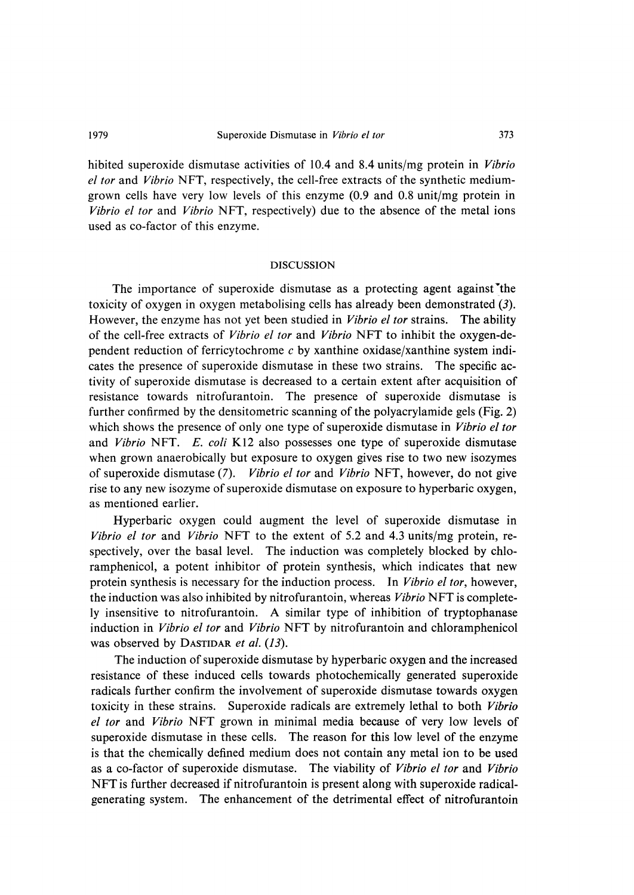hibited superoxide dismutase activities of 10.4 and 8.4 units/mg protein in *Vibrio el tor* and *Vibrio* NFT, respectively, the cell-free extracts of the synthetic medium-grown cells have very low levels of this enzyme (0.9 and 0.8 unit/mg protein in *Vibrio el tor* and *Vibrio* NFT, respectively) due to the absence of the metal ions used as co-factor of this enzyme.

## DISCUSSION

The importance of superoxide dismutase as a protecting agent against the toxicity of oxygen in oxygen metabolising cells has already been demonstrated (*3*). However, the enzyme has not yet been studied in *Vibrio el tor* strains. The ability of the cell-free extracts of *Vibrio el tor* and *Vibrio* NFT to inhibit the oxygen-dependent reduction of ferricytochrome *c* by xanthine oxidase/xanthine system indicates the presence of superoxide dismutase in these two strains. The specific activity of superoxide dismutase is decreased to a certain extent after acquisition of resistance towards nitrofurantoin. The presence of superoxide dismutase is further confirmed by the densitometric scanning of the polyacrylamide gels (Fig. 2) which shows the presence of only one type of superoxide dismutase in *Vibrio el tor* and *Vibrio* NFT. *E. coli* K12 also possesses one type of superoxide dismutase when grown anaerobically but exposure to oxygen gives rise to two new isozymes of superoxide dismutase (*7*). *Vibrio el tor* and *Vibrio* NFT, however, do not give rise to any new isozyme of superoxide dismutase on exposure to hyperbaric oxygen, as mentioned earlier.

Hyperbaric oxygen could augment the level of superoxide dismutase in *Vibrio el tor* and *Vibrio* NFT to the extent of 5.2 and 4.3 units/mg protein, respectively, over the basal level. The induction was completely blocked by chloramphenicol, a potent inhibitor of protein synthesis, which indicates that new protein synthesis is necessary for the induction process. In *Vibrio el tor*, however, the induction was also inhibited by nitrofurantoin, whereas *Vibrio* NFT is completely insensitive to nitrofurantoin. A similar type of inhibition of tryptophanase induction in *Vibrio el tor* and *Vibrio* NFT by nitrofurantoin and chloramphenicol was observed by DASTIDAR *et al.* (*13*).

The induction of superoxide dismutase by hyperbaric oxygen and the increased resistance of these induced cells towards photochemically generated superoxide radicals further confirm the involvement of superoxide dismutase towards oxygen toxicity in these strains. Superoxide radicals are extremely lethal to both *Vibrio el tor* and *Vibrio* NFT grown in minimal media because of very low levels of superoxide dismutase in these cells. The reason for this low level of the enzyme is that the chemically defined medium does not contain any metal ion to be used as a co-factor of superoxide dismutase. The viability of *Vibrio el tor* and *Vibrio* NFT is further decreased if nitrofurantoin is present along with superoxide radical-generating system. The enhancement of the detrimental effect of nitrofurantoin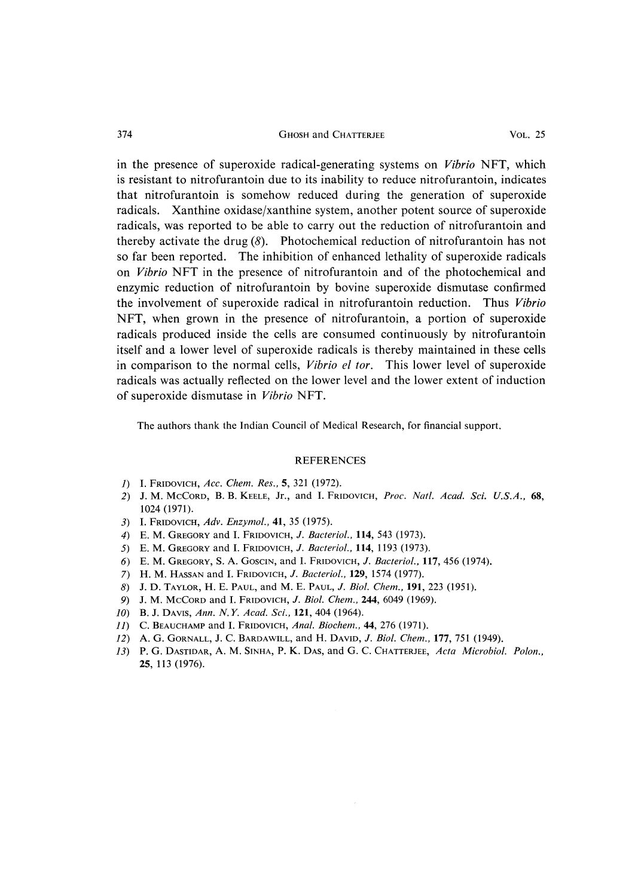in the presence of superoxide radical-generating systems on *Vibrio* NFT, which is resistant to nitrofurantoin due to its inability to reduce nitrofurantoin, indicates that nitrofurantoin is somehow reduced during the generation of superoxide radicals. Xanthine oxidase/xanthine system, another potent source of superoxide radicals, was reported to be able to carry out the reduction of nitrofurantoin and thereby activate the drug (*8*). Photochemical reduction of nitrofurantoin has not so far been reported. The inhibition of enhanced lethality of superoxide radicals on *Vibrio* NFT in the presence of nitrofurantoin and of the photochemical and enzymic reduction of nitrofurantoin by bovine superoxide dismutase confirmed the involvement of superoxide radical in nitrofurantoin reduction. Thus *Vibrio* NFT, when grown in the presence of nitrofurantoin, a portion of superoxide radicals produced inside the cells are consumed continuously by nitrofurantoin itself and a lower level of superoxide radicals is thereby maintained in these cells in comparison to the normal cells, *Vibrio el tor*. This lower level of superoxide radicals was actually reflected on the lower level and the lower extent of induction of superoxide dismutase in *Vibrio* NFT.

The authors thank the Indian Council of Medical Research, for financial support.

## REFERENCES

1) I. Fridovich, *Acc. Chem. Res.*, **5**, 321 (1972).
2) J. M. McCord, B. B. Keele, Jr., and I. Fridovich, *Proc. Natl. Acad. Sci. U.S.A.*, **68**, 1024 (1971).
3) I. Fridovich, *Adv. Enzymol.*, **41**, 35 (1975).
4) E. M. Gregory and I. Fridovich, *J. Bacteriol.*, **114**, 543 (1973).
5) E. M. Gregory and I. Fridovich, *J. Bacteriol.*, **114**, 1193 (1973).
6) E. M. Gregory, S. A. Goscin, and I. Fridovich, *J. Bacteriol.*, **117**, 456 (1974).
7) H. M. Hassan and I. Fridovich, *J. Bacteriol.*, **129**, 1574 (1977).
8) J. D. Taylor, H. E. Paul, and M. E. Paul, *J. Biol. Chem.*, **191**, 223 (1951).
9) J. M. McCord and I. Fridovich, *J. Biol. Chem.*, **244**, 6049 (1969).
10) B. J. Davis, *Ann. N.Y. Acad. Sci.*, **121**, 404 (1964).
11) C. Beauchamp and I. Fridovich, *Anal. Biochem.*, **44**, 276 (1971).
12) A. G. Gornall, J. C. Bardawill, and H. David, *J. Biol. Chem.*, **177**, 751 (1949).
13) P. G. Dastidar, A. M. Sinha, P. K. Das, and G. C. Chatterjee, *Acta Microbiol. Polon.*, **25**, 113 (1976).